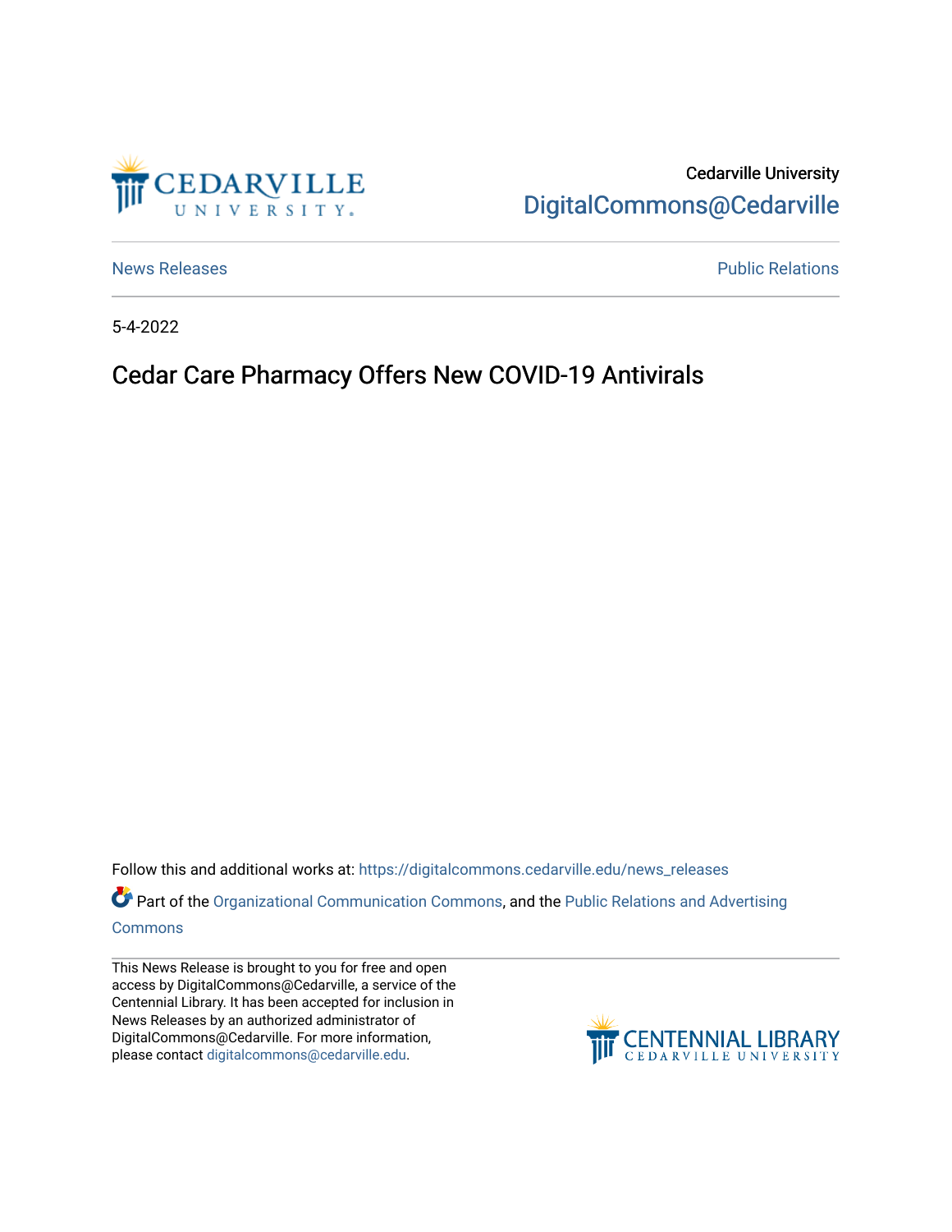Cedarville University

DigitalCommons@Cedarville

News Releases

Public Relations

5-4-2022

# Cedar Care Pharmacy Offers New COVID-19 Antivirals

Follow this and additional works at: https://digitalcommons.cedarville.edu/news_releases

Part of the Organizational Communication Commons, and the Public Relations and Advertising Commons

This News Release is brought to you for free and open access by DigitalCommons@Cedarville, a service of the Centennial Library. It has been accepted for inclusion in News Releases by an authorized administrator of DigitalCommons@Cedarville. For more information, please contact digitalcommons@cedarville.edu.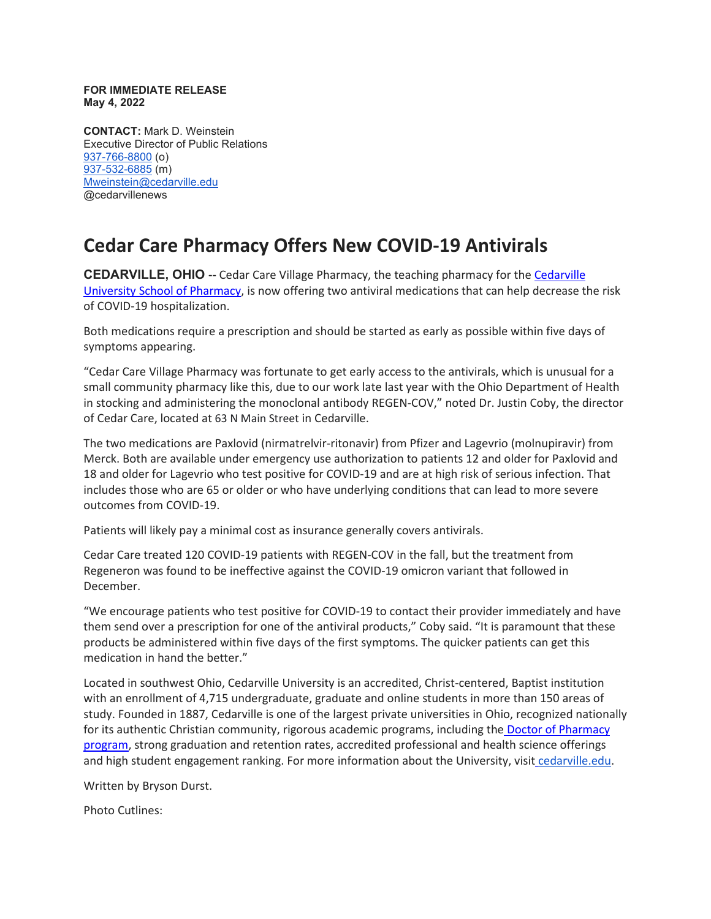**FOR IMMEDIATE RELEASE**
**May 4, 2022**

**CONTACT:** Mark D. Weinstein
Executive Director of Public Relations
937-766-8800 (o)
937-532-6885 (m)
Mweinstein@cedarville.edu
@cedarvillenews

# Cedar Care Pharmacy Offers New COVID-19 Antivirals

**CEDARVILLE, OHIO --** Cedar Care Village Pharmacy, the teaching pharmacy for the Cedarville University School of Pharmacy, is now offering two antiviral medications that can help decrease the risk of COVID-19 hospitalization.

Both medications require a prescription and should be started as early as possible within five days of symptoms appearing.

"Cedar Care Village Pharmacy was fortunate to get early access to the antivirals, which is unusual for a small community pharmacy like this, due to our work late last year with the Ohio Department of Health in stocking and administering the monoclonal antibody REGEN-COV," noted Dr. Justin Coby, the director of Cedar Care, located at 63 N Main Street in Cedarville.

The two medications are Paxlovid (nirmatrelvir-ritonavir) from Pfizer and Lagevrio (molnupiravir) from Merck. Both are available under emergency use authorization to patients 12 and older for Paxlovid and 18 and older for Lagevrio who test positive for COVID-19 and are at high risk of serious infection. That includes those who are 65 or older or who have underlying conditions that can lead to more severe outcomes from COVID-19.

Patients will likely pay a minimal cost as insurance generally covers antivirals.

Cedar Care treated 120 COVID-19 patients with REGEN-COV in the fall, but the treatment from Regeneron was found to be ineffective against the COVID-19 omicron variant that followed in December.

"We encourage patients who test positive for COVID-19 to contact their provider immediately and have them send over a prescription for one of the antiviral products," Coby said. "It is paramount that these products be administered within five days of the first symptoms. The quicker patients can get this medication in hand the better."

Located in southwest Ohio, Cedarville University is an accredited, Christ-centered, Baptist institution with an enrollment of 4,715 undergraduate, graduate and online students in more than 150 areas of study. Founded in 1887, Cedarville is one of the largest private universities in Ohio, recognized nationally for its authentic Christian community, rigorous academic programs, including the Doctor of Pharmacy program, strong graduation and retention rates, accredited professional and health science offerings and high student engagement ranking. For more information about the University, visit cedarville.edu.

Written by Bryson Durst.

Photo Cutlines: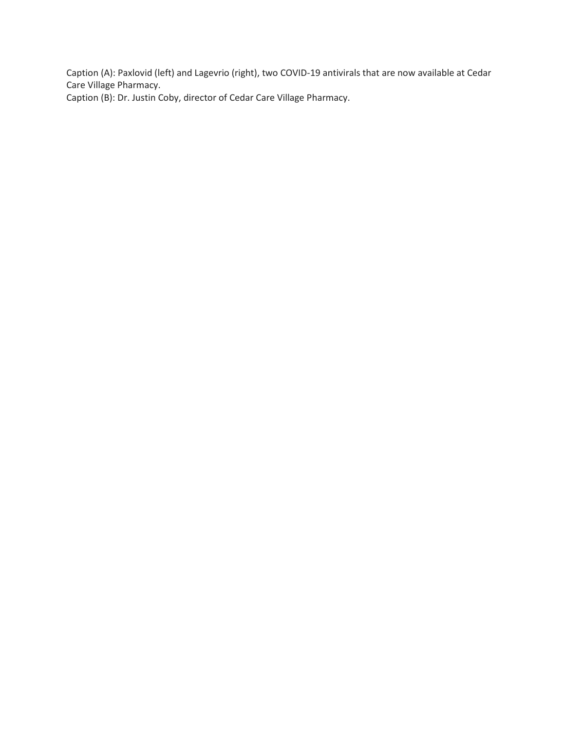Caption (A): Paxlovid (left) and Lagevrio (right), two COVID-19 antivirals that are now available at Cedar Care Village Pharmacy.

Caption (B): Dr. Justin Coby, director of Cedar Care Village Pharmacy.